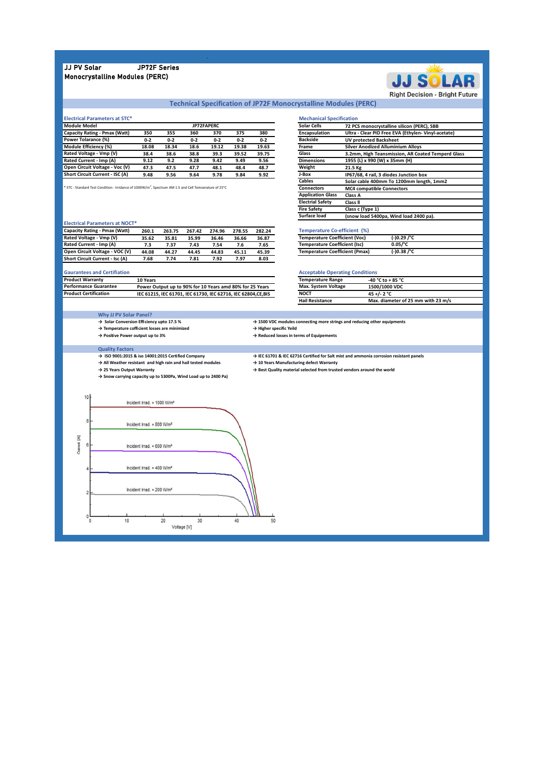JJ PV Solar JP72F Series

Monocrystalline Modules (PERC)

JJ SOLAR

Right Decision - Bright Future

## Technical Specification of JP72F Monocrystalline Modules (PERC)

### Electrical Parameters at STC*

| Module Model | JP72FAPERC | | | | | |
|---|---|---|---|---|---|---|
| Capacity Rating - Pmax (Watt) | 350 | 355 | 360 | 370 | 375 | 380 |
| Power Tolarance (%) | 0-2 | 0-2 | 0-2 | 0-2 | 0-2 | 0-2 |
| Module Efficiency (%) | 18.08 | 18.34 | 18.6 | 19.12 | 19.38 | 19.63 |
| Rated Voltage - Vmp (V) | 38.4 | 38.6 | 38.8 | 39.3 | 39.52 | 39.75 |
| Rated Current - Imp (A) | 9.12 | 9.2 | 9.28 | 9.42 | 9.49 | 9.56 |
| Open Circuit Voltage - Voc (V) | 47.3 | 47.5 | 47.7 | 48.1 | 48.4 | 48.7 |
| Short Circuit Current - ISC (A) | 9.48 | 9.56 | 9.64 | 9.78 | 9.84 | 9.92 |

* STC - Standard Test Condition - Irridance of 1000W/m$^2$, Spectrum AM 1.5 and Cell Temoerature of 25°C

### Mechanical Specification

| | |
|---|---|
| Solar Cells | 72 PCS monocrystalline silicon (PERC), 5BB |
| Encapsulation | Ultra - Clear PID Free EVA (Ethylen- Vinyl-acetate) |
| Backside | UV protected Backsheet |
| Frame | Silver Anodized Alluminium Alloys |
| Glass | 3.2mm, High Teansmission, AR Coated Temperd Glass |
| Dimensions | 1955 (L) x 990 (W) x 35mm (H) |
| Weight | 21.5 Kg |
| J-Box | IP67/68, 4 rail, 3 diodes Junction box |
| Cables | Solar cable 400mm To 1200mm length, 1mm2 |
| Connectors | MC4 compatible Connectors |
| Application Glass | Class A |
| Electrial Safety | Class II |
| Fire Safety | Class c (Type 1) |
| Surface load | (snow load 5400pa, Wind load 2400 pa). |

### Electrical Parameters at NOCT*

| Capacity Rating - Pmax (Watt) | 260.1 | 263.75 | 267.42 | 274.96 | 278.55 | 282.24 |
|---|---|---|---|---|---|---|
| Rated Voltage - Vmp (V) | 35.62 | 35.81 | 35.99 | 36.46 | 36.66 | 36.87 |
| Rated Current - Imp (A) | 7.3 | 7.37 | 7.43 | 7.54 | 7.6 | 7.65 |
| Open Circuit Voltage - VOC (V) | 44.08 | 44.27 | 44.45 | 44.83 | 45.11 | 45.39 |
| Short Circuit Current - Isc (A) | 7.68 | 7.74 | 7.81 | 7.92 | 7.97 | 8.03 |

### Temperature Co-efficient (%)

| | |
|---|---|
| Temperature Coefficient (Voc) | (-)0.29 /°C |
| Temperature Coefficient (Isc) | 0.05/°C |
| Temperature Coefficient (Pmax) | (-)0.38 /°C |

### Gaurantees and Certifiation

| | |
|---|---|
| Product Warranty | 10 Years |
| Performance Guarantee | Power Output up to 90% for 10 Years amd 80% for 25 Years |
| Product Certification | IEC 61215, IEC 61701, IEC 61730, IEC 62716, IEC 62804,CE,BIS |

### Acceptable Operating Conditions

| | |
|---|---|
| Temperature Range | -40 °C to + 85 °C |
| Max. System Voltage | 1500/1000 VDC |
| NOCT | 45 +/- 2 °C |
| Hail Resistance | Max. diameter of 25 mm with 23 m/s |

### Why JJ PV Solar Panel?

→ Solar Conversion Efficiency upto 17.5 %
→ Temperature cofficient losses are minimized
→ Positive Power output up to 3%
→ 1500 VDC modules connecting more strings and reducing other equipments
→ Higher specific Yeild
→ Reduced losses in terms of Equipements

### Quality Factors

→ ISO 9001:2015 & iso 14001:2015 Certified Company
→ All Weather resistant and high rain and hail tested modules
→ 25 Years Output Warranty
→ Snow carrying capacity up to 5300Pa, Wind Load up to 2400 Pa)
→ IEC 61701 & IEC 62716 Certified for Salt mist and ammonia corrosion resistant panels
→ 10 Years Manufacturing defect Warranty
→ Best Quality material selected from trusted vendors around the world

Current [A] vs Voltage [V] — Incident Irrad. = 1000 W/m², 800 W/m², 600 W/m², 400 W/m², 200 W/m²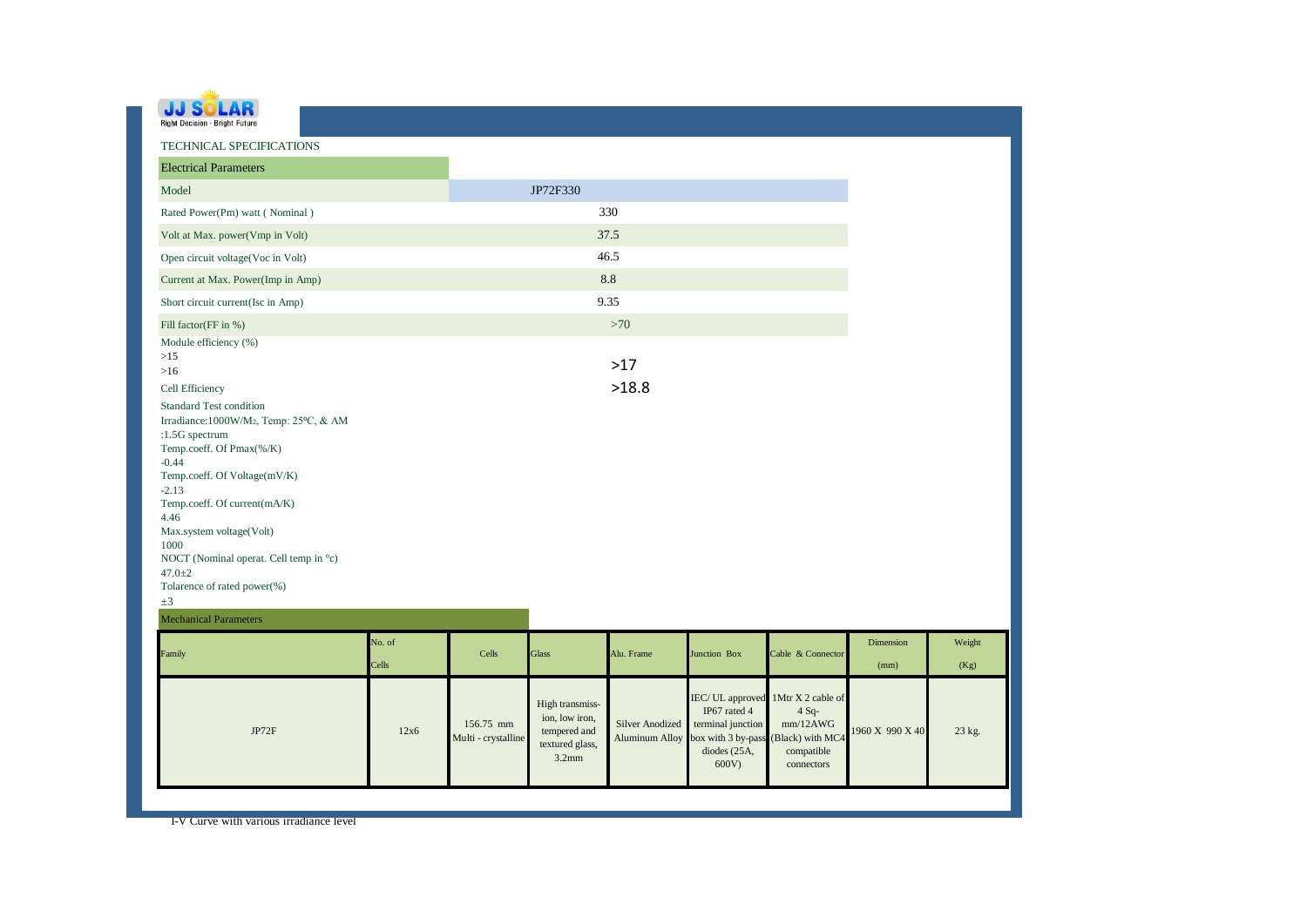JJ SOLAR
Right Decision - Bright Future

TECHNICAL SPECIFICATIONS

| Electrical Parameters | |
|---|---|
| Model | JP72F330 |
| Rated Power(Pm) watt ( Nominal ) | 330 |
| Volt at Max. power(Vmp in Volt) | 37.5 |
| Open circuit voltage(Voc in Volt) | 46.5 |
| Current at Max. Power(Imp in Amp) | 8.8 |
| Short circuit current(Isc in Amp) | 9.35 |
| Fill factor(FF in %) | >70 |
| Module efficiency (%) >15 >16 | >17 |
| Cell Efficiency | >18.8 |

Standard Test condition
Irradiance:1000W/M2, Temp: 25ºC, & AM :1.5G spectrum

Temp.coeff. Of Pmax(%/K)
-0.44

Temp.coeff. Of Voltage(mV/K)
-2.13

Temp.coeff. Of current(mA/K)
4.46

Max.system voltage(Volt)
1000

NOCT (Nominal operat. Cell temp in °c)
47.0±2

Tolarence of rated power(%)
±3

Mechanical Parameters

| Family | No. of Cells | Cells | Glass | Alu. Frame | Junction Box | Cable & Connector | Dimension (mm) | Weight (Kg) |
|---|---|---|---|---|---|---|---|---|
| JP72F | 12x6 | 156.75 mm Multi - crystalline | High transmiss-ion, low iron, tempered and textured glass, 3.2mm | Silver Anodized Aluminum Alloy | IEC/ UL approved IP67 rated 4 terminal junction box with 3 by-pass diodes (25A, 600V) | 1Mtr X 2 cable of 4 Sq-mm/12AWG (Black) with MC4 compatible connectors | 1960 X 990 X 40 | 23 kg. |

I-V Curve with various irradiance level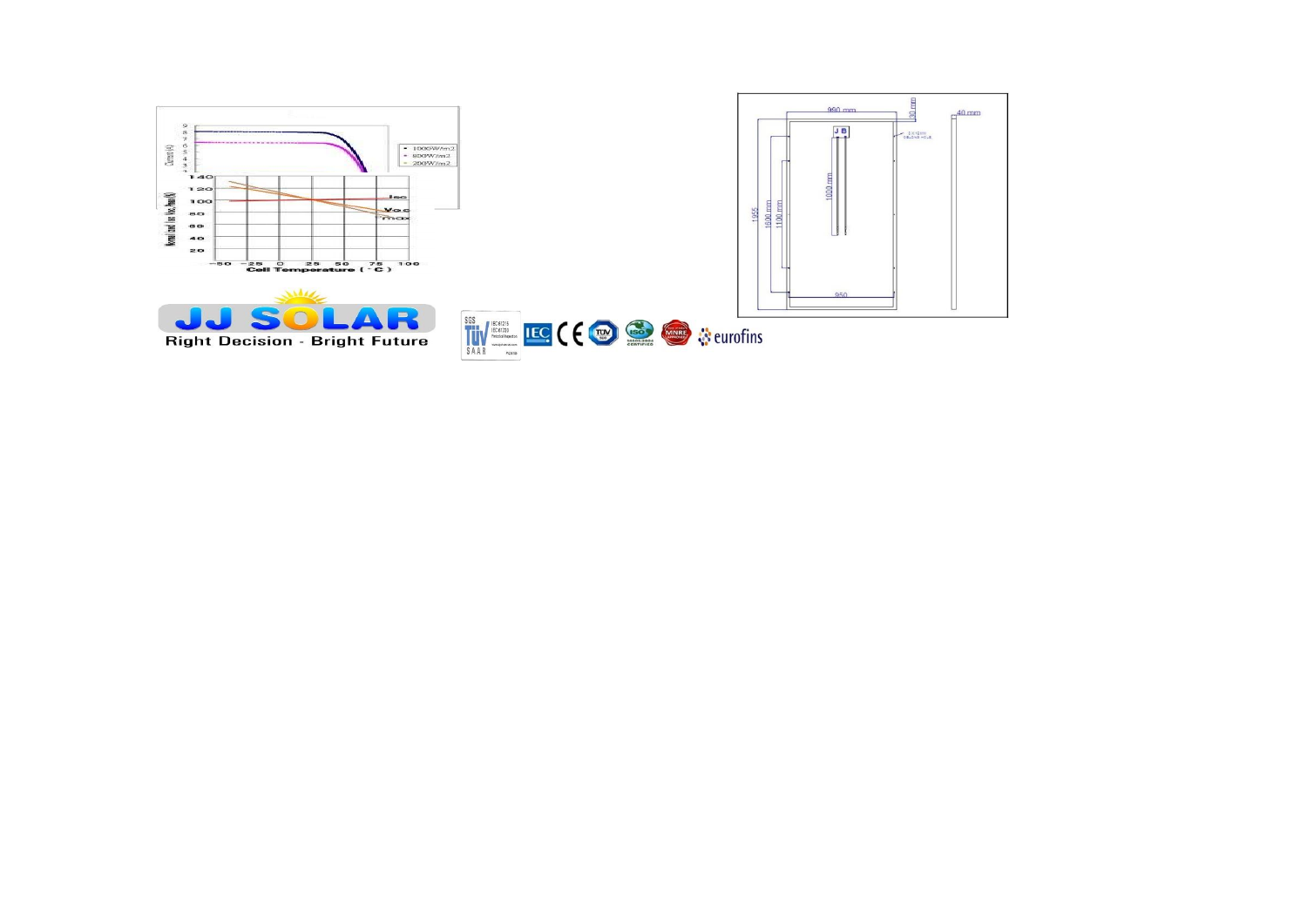Current (A)

9
8
7
6
5
4
3

1000W/m2
800W/m2
200W/m2

Normalized Isc, Voc, Pmax (%)

140
120
100
80
60
40
20

Isc
Voc
Pmax

-50 -25 0 25 50 75 100

Cell Temperature ( °C )

JJ SOLAR

Right Decision - Bright Future

SGS TÜV SAAR IEC 61215 IEC 61730

IEC CE TÜV ISO MNRE eurofins

990 mm

30 mm

40 mm

J B

1955

1600 mm

1100 mm

1000 mm

950